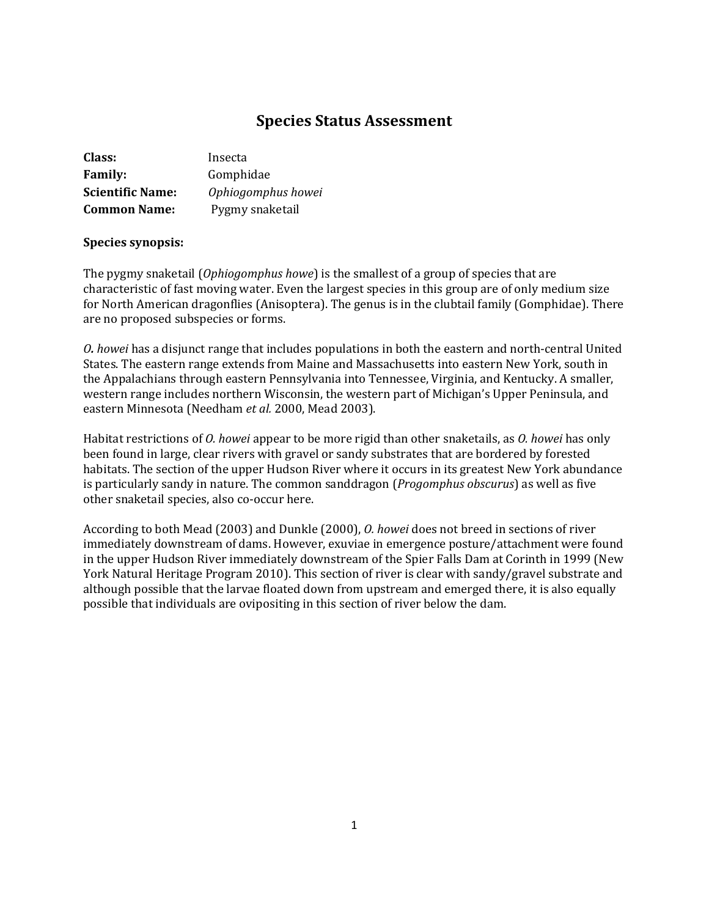# Species Status Assessment

**Class:** Insecta
**Family:** Gomphidae
**Scientific Name:** *Ophiogomphus howei*
**Common Name:** Pygmy snaketail

**Species synopsis:**

The pygmy snaketail (*Ophiogomphus howe*) is the smallest of a group of species that are characteristic of fast moving water. Even the largest species in this group are of only medium size for North American dragonflies (Anisoptera). The genus is in the clubtail family (Gomphidae). There are no proposed subspecies or forms.

*O. howei* has a disjunct range that includes populations in both the eastern and north-central United States. The eastern range extends from Maine and Massachusetts into eastern New York, south in the Appalachians through eastern Pennsylvania into Tennessee, Virginia, and Kentucky. A smaller, western range includes northern Wisconsin, the western part of Michigan's Upper Peninsula, and eastern Minnesota (Needham *et al.* 2000, Mead 2003).

Habitat restrictions of *O. howei* appear to be more rigid than other snaketails, as *O. howei* has only been found in large, clear rivers with gravel or sandy substrates that are bordered by forested habitats. The section of the upper Hudson River where it occurs in its greatest New York abundance is particularly sandy in nature. The common sanddragon (*Progomphus obscurus*) as well as five other snaketail species, also co-occur here.

According to both Mead (2003) and Dunkle (2000), *O. howei* does not breed in sections of river immediately downstream of dams. However, exuviae in emergence posture/attachment were found in the upper Hudson River immediately downstream of the Spier Falls Dam at Corinth in 1999 (New York Natural Heritage Program 2010). This section of river is clear with sandy/gravel substrate and although possible that the larvae floated down from upstream and emerged there, it is also equally possible that individuals are ovipositing in this section of river below the dam.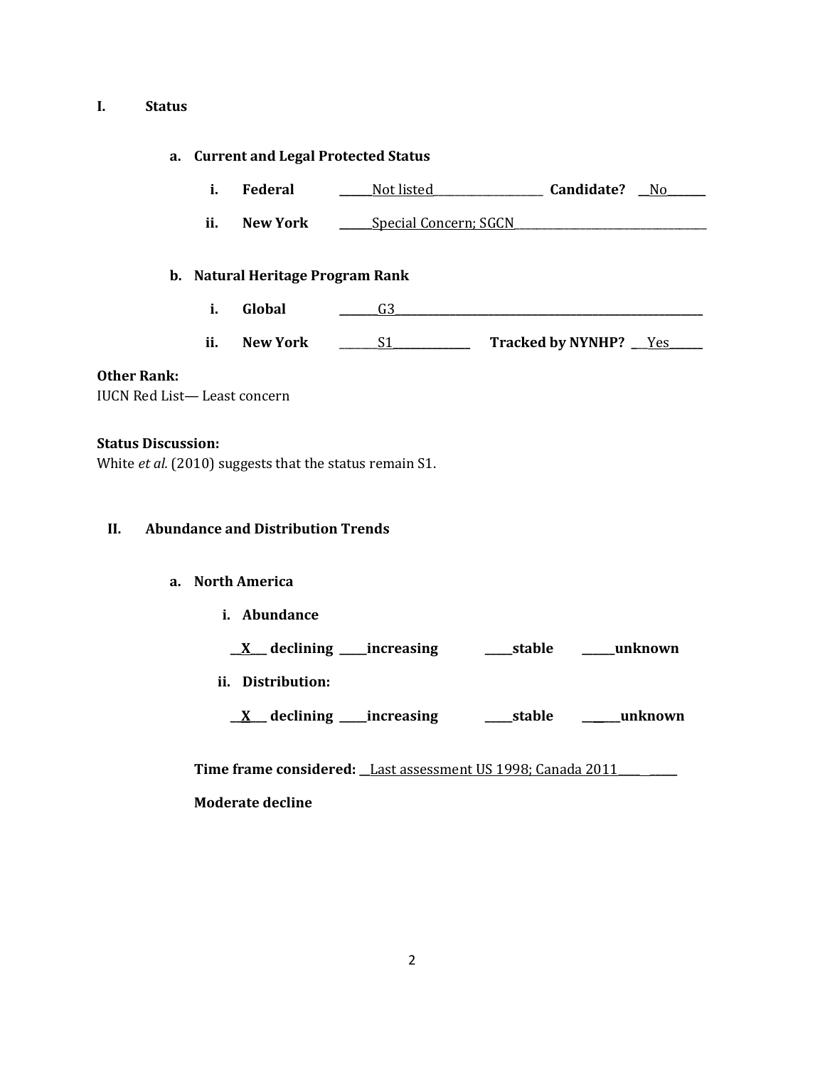# I. Status

## a. Current and Legal Protected Status

i. **Federal** Not listed **Candidate?** No

ii. **New York** Special Concern; SGCN

## b. Natural Heritage Program Rank

i. **Global** G3

ii. **New York** S1 **Tracked by NYNHP?** Yes

**Other Rank:**
IUCN Red List— Least concern

**Status Discussion:**
White *et al.* (2010) suggests that the status remain S1.

# II. Abundance and Distribution Trends

## a. North America

**i. Abundance**

**X declining \_\_\_\_ increasing \_\_\_\_ stable \_\_\_\_ unknown**

**ii. Distribution:**

**X declining \_\_\_\_ increasing \_\_\_\_ stable \_\_\_\_ unknown**

**Time frame considered:** Last assessment US 1998; Canada 2011

**Moderate decline**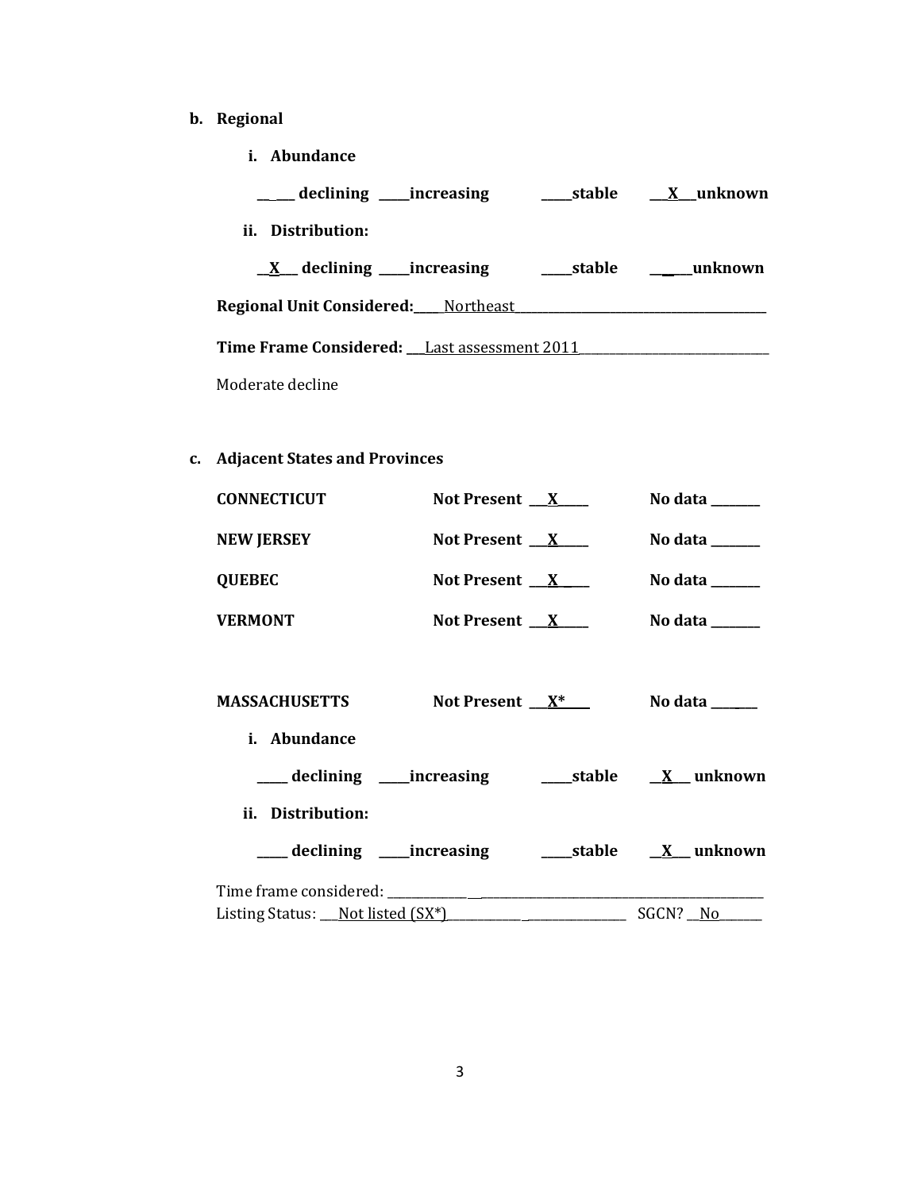**b. Regional**

**i. Abundance**

**\_\_\_\_\_ declining \_\_\_\_\_increasing \_\_\_\_\_stable \_\_X\_\_\_unknown**

**ii. Distribution:**

**\_\_X\_\_\_ declining \_\_\_\_\_increasing \_\_\_\_\_stable \_\_\_\_\_\_unknown**

**Regional Unit Considered:**\_\_\_\_Northeast\_\_\_\_\_\_\_\_\_\_\_\_\_\_\_\_\_\_\_\_\_\_\_\_\_\_\_\_\_\_\_\_\_\_\_\_\_\_\_\_\_\_

**Time Frame Considered:** \_\_\_Last assessment 2011\_\_\_\_\_\_\_\_\_\_\_\_\_\_\_\_\_\_\_\_\_\_\_\_\_\_\_\_\_\_

Moderate decline

**c. Adjacent States and Provinces**

| | | |
|---|---|---|
| **CONNECTICUT** | **Not Present** \_\_\_X\_\_\_\_\_ | **No data** \_\_\_\_\_\_\_\_ |
| **NEW JERSEY** | **Not Present** \_\_\_X\_\_\_\_\_ | **No data** \_\_\_\_\_\_\_\_ |
| **QUEBEC** | **Not Present** \_\_\_X\_\_\_\_\_ | **No data** \_\_\_\_\_\_\_\_ |
| **VERMONT** | **Not Present** \_\_\_X\_\_\_\_\_ | **No data** \_\_\_\_\_\_\_\_ |

**MASSACHUSETTS** **Not Present** \_\_\_X*\_\_\_\_ **No data** \_\_\_\_\_\_\_

**i. Abundance**

**\_\_\_\_\_ declining \_\_\_\_\_increasing \_\_\_\_\_stable \_\_X\_\_\_ unknown**

**ii. Distribution:**

**\_\_\_\_\_ declining \_\_\_\_\_increasing \_\_\_\_\_stable \_\_X\_\_\_ unknown**

Time frame considered: \_\_\_\_\_\_\_\_\_\_\_\_\_\_\_\_\_\_\_\_\_\_\_\_\_\_\_\_\_\_\_\_\_\_\_\_\_\_\_\_\_\_\_\_\_\_\_\_\_\_\_\_\_\_\_\_\_\_
Listing Status: \_\_\_Not listed (SX*)\_\_\_\_\_\_\_\_\_\_\_\_\_\_\_\_\_\_\_\_\_\_\_\_\_\_\_\_\_ SGCN? \_\_No\_\_\_\_\_\_\_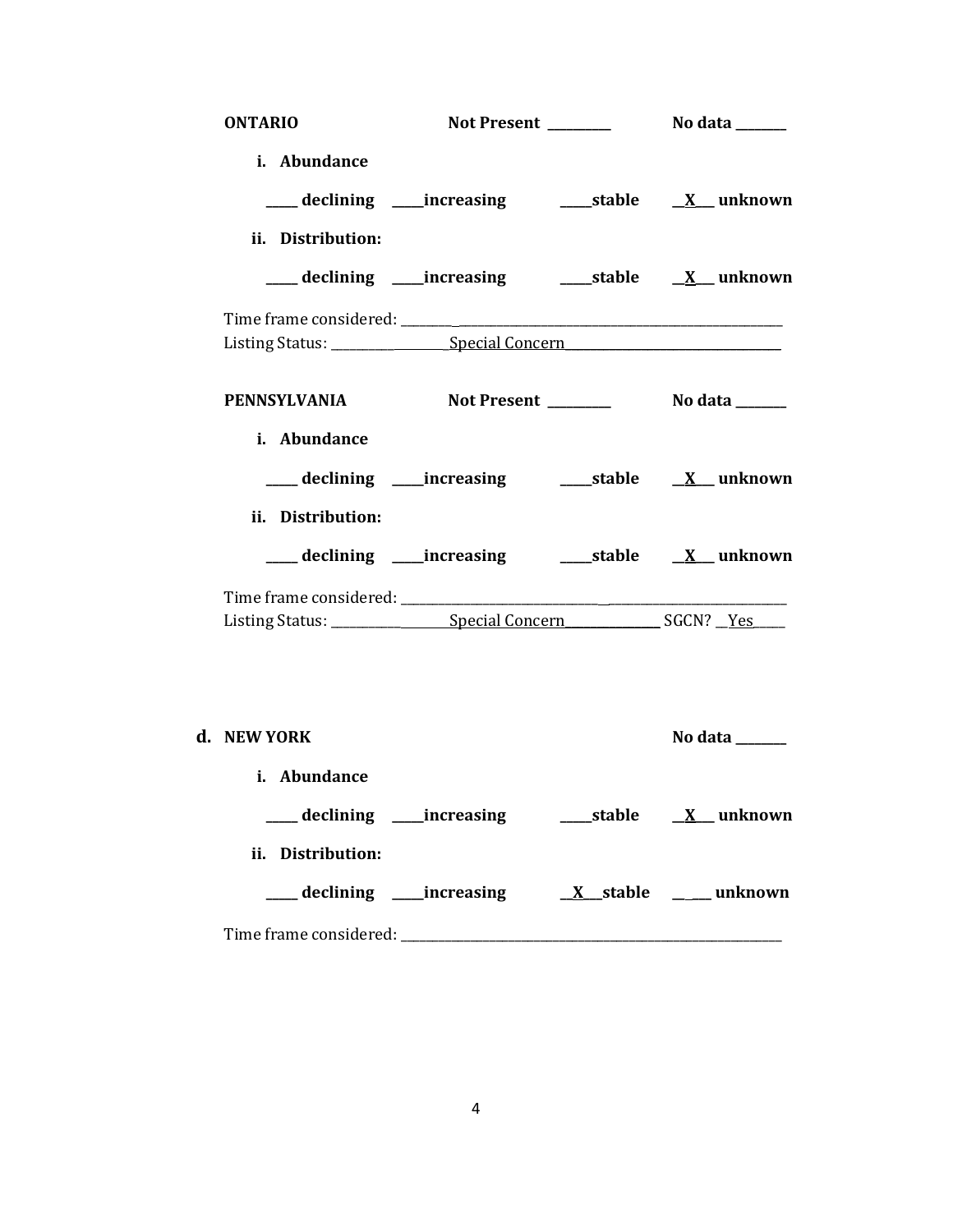**ONTARIO** Not Present _________ No data _______

i. **Abundance**

_____ declining _____increasing _____stable __X__ unknown

ii. **Distribution:**

_____ declining _____increasing _____stable __X__ unknown

Time frame considered: ___________________________________________________________

Listing Status: ___________________Special Concern___________________________________

**PENNSYLVANIA** Not Present _________ No data _______

i. **Abundance**

_____ declining _____increasing _____stable __X__ unknown

ii. **Distribution:**

_____ declining _____increasing _____stable __X__ unknown

Time frame considered: ___________________________________________________________

Listing Status: ___________________Special Concern_______________ SGCN? __Yes_____

**d. NEW YORK** No data _______

i. **Abundance**

_____ declining _____increasing _____stable __X__ unknown

ii. **Distribution:**

_____ declining _____increasing __X__stable _____ unknown

Time frame considered: ___________________________________________________________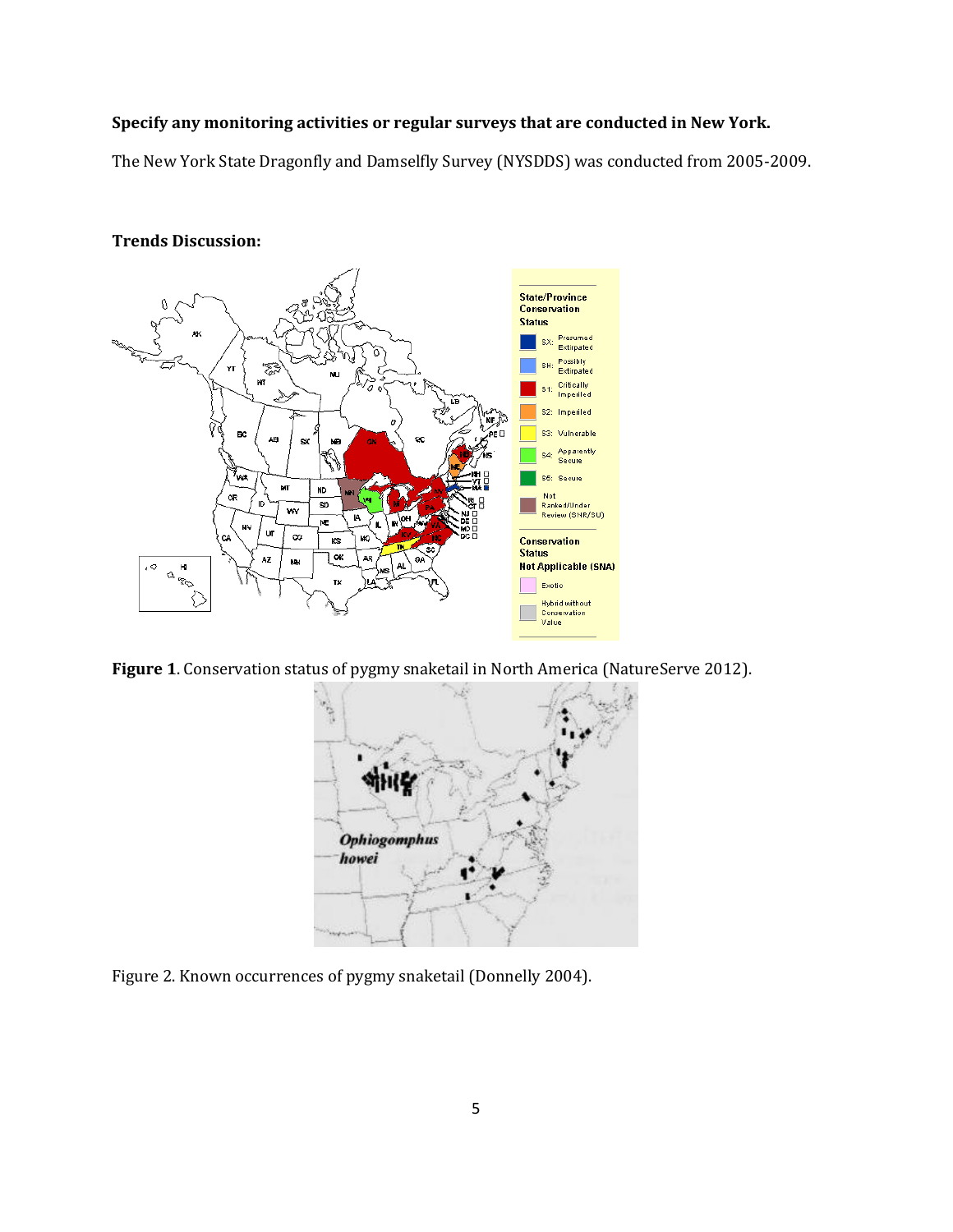**Specify any monitoring activities or regular surveys that are conducted in New York.**

The New York State Dragonfly and Damselfly Survey (NYSDDS) was conducted from 2005-2009.

**Trends Discussion:**

**Figure 1**. Conservation status of pygmy snaketail in North America (NatureServe 2012).

Figure 2. Known occurrences of pygmy snaketail (Donnelly 2004).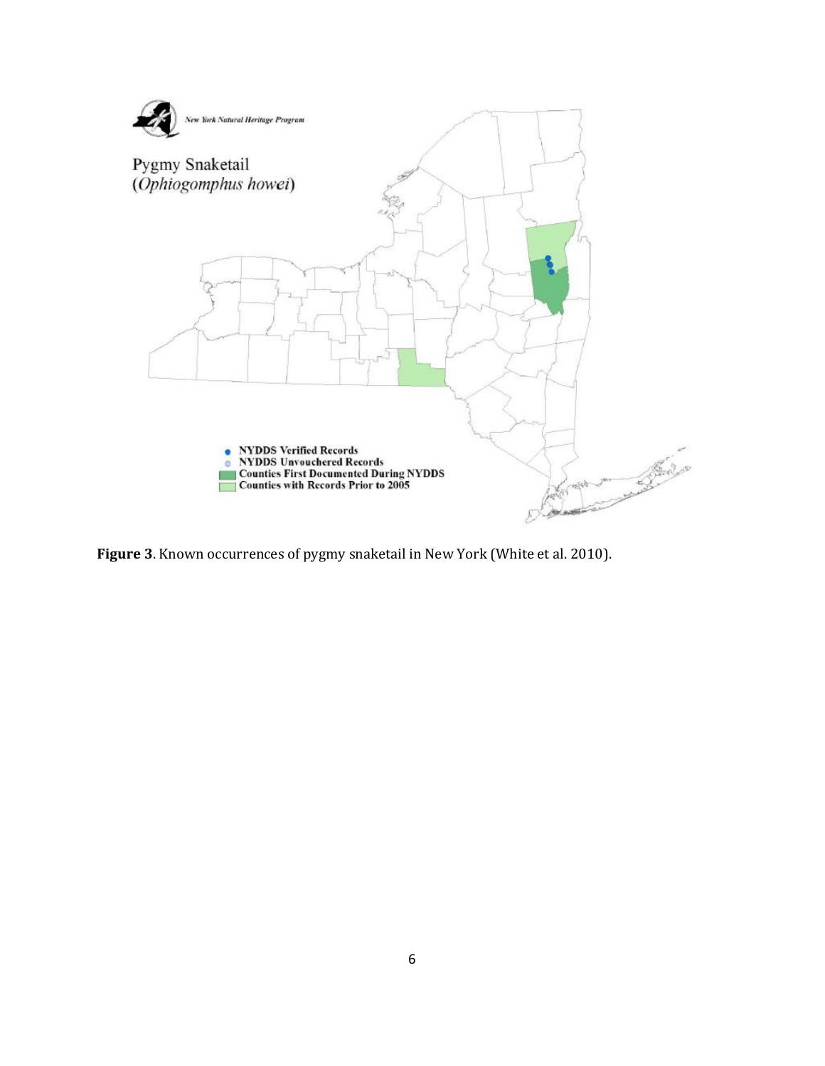**Figure 3**. Known occurrences of pygmy snaketail in New York (White et al. 2010).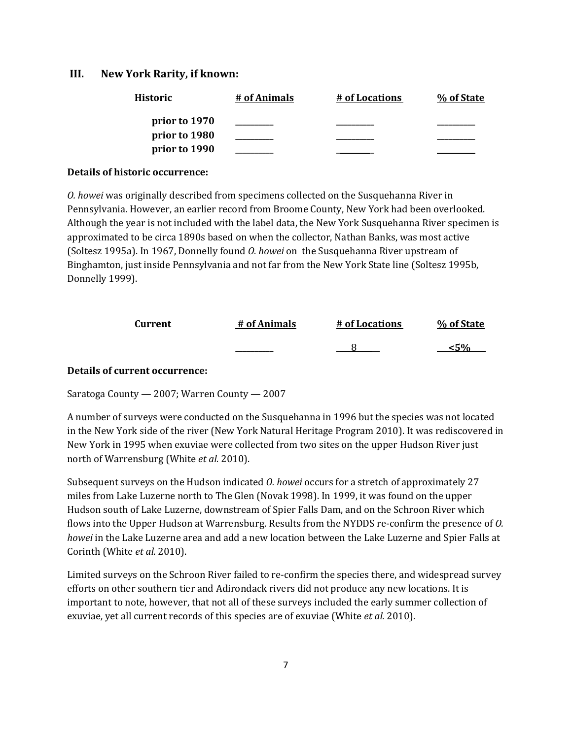## III. New York Rarity, if known:

| Historic | # of Animals | # of Locations | % of State |
|---|---|---|---|
| prior to 1970 | ________ | ________ | ________ |
| prior to 1980 | ________ | ________ | ________ |
| prior to 1990 | ________ | ________ | ________ |

**Details of historic occurrence:**

*O. howei* was originally described from specimens collected on the Susquehanna River in Pennsylvania. However, an earlier record from Broome County, New York had been overlooked. Although the year is not included with the label data, the New York Susquehanna River specimen is approximated to be circa 1890s based on when the collector, Nathan Banks, was most active (Soltesz 1995a). In 1967, Donnelly found *O. howei* on the Susquehanna River upstream of Binghamton, just inside Pennsylvania and not far from the New York State line (Soltesz 1995b, Donnelly 1999).

| Current | # of Animals | # of Locations | % of State |
|---|---|---|---|
| | ________ | 8 | <5% |

**Details of current occurrence:**

Saratoga County — 2007; Warren County — 2007

A number of surveys were conducted on the Susquehanna in 1996 but the species was not located in the New York side of the river (New York Natural Heritage Program 2010). It was rediscovered in New York in 1995 when exuviae were collected from two sites on the upper Hudson River just north of Warrensburg (White *et al.* 2010).

Subsequent surveys on the Hudson indicated *O. howei* occurs for a stretch of approximately 27 miles from Lake Luzerne north to The Glen (Novak 1998). In 1999, it was found on the upper Hudson south of Lake Luzerne, downstream of Spier Falls Dam, and on the Schroon River which flows into the Upper Hudson at Warrensburg. Results from the NYDDS re-confirm the presence of *O. howei* in the Lake Luzerne area and add a new location between the Lake Luzerne and Spier Falls at Corinth (White *et al.* 2010).

Limited surveys on the Schroon River failed to re-confirm the species there, and widespread survey efforts on other southern tier and Adirondack rivers did not produce any new locations. It is important to note, however, that not all of these surveys included the early summer collection of exuviae, yet all current records of this species are of exuviae (White *et al.* 2010).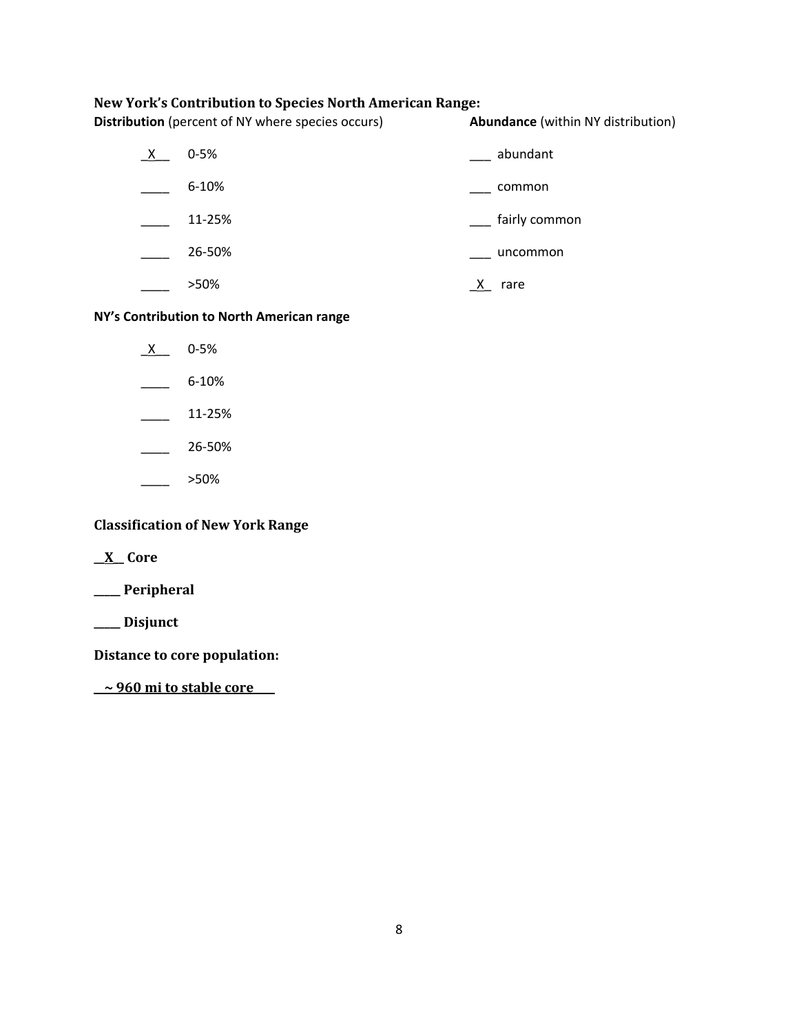### New York's Contribution to Species North American Range:

**Distribution** (percent of NY where species occurs)

_X__ 0-5%

____ 6-10%

____ 11-25%

____ 26-50%

____ >50%

**Abundance** (within NY distribution)

___ abundant

___ common

___ fairly common

___ uncommon

_X_ rare

**NY's Contribution to North American range**

_X__ 0-5%

____ 6-10%

____ 11-25%

____ 26-50%

____ >50%

### Classification of New York Range

**__X__ Core**

**____ Peripheral**

**____ Disjunct**

**Distance to core population:**

**__~ 960 mi to stable core___**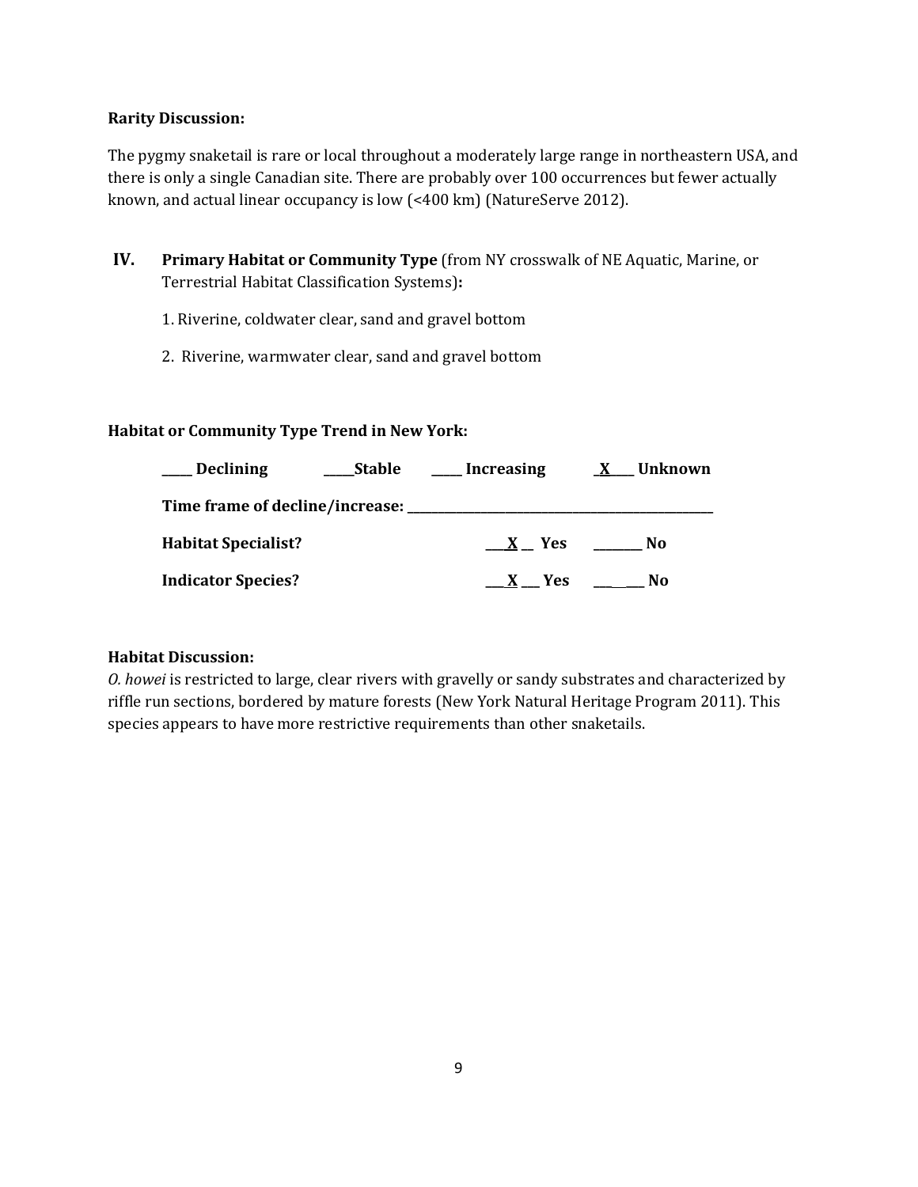**Rarity Discussion:**

The pygmy snaketail is rare or local throughout a moderately large range in northeastern USA, and there is only a single Canadian site. There are probably over 100 occurrences but fewer actually known, and actual linear occupancy is low (<400 km) (NatureServe 2012).

**IV. Primary Habitat or Community Type** (from NY crosswalk of NE Aquatic, Marine, or Terrestrial Habitat Classification Systems)**:**

1. Riverine, coldwater clear, sand and gravel bottom

2. Riverine, warmwater clear, sand and gravel bottom

**Habitat or Community Type Trend in New York:**

**____ Declining** **_____Stable** **_____ Increasing** **_X____ Unknown**

**Time frame of decline/increase: ___________________________________**

**Habitat Specialist?** **___X__ Yes** **________ No**

**Indicator Species?** **___X___ Yes** **________ No**

**Habitat Discussion:**

*O. howei* is restricted to large, clear rivers with gravelly or sandy substrates and characterized by riffle run sections, bordered by mature forests (New York Natural Heritage Program 2011). This species appears to have more restrictive requirements than other snaketails.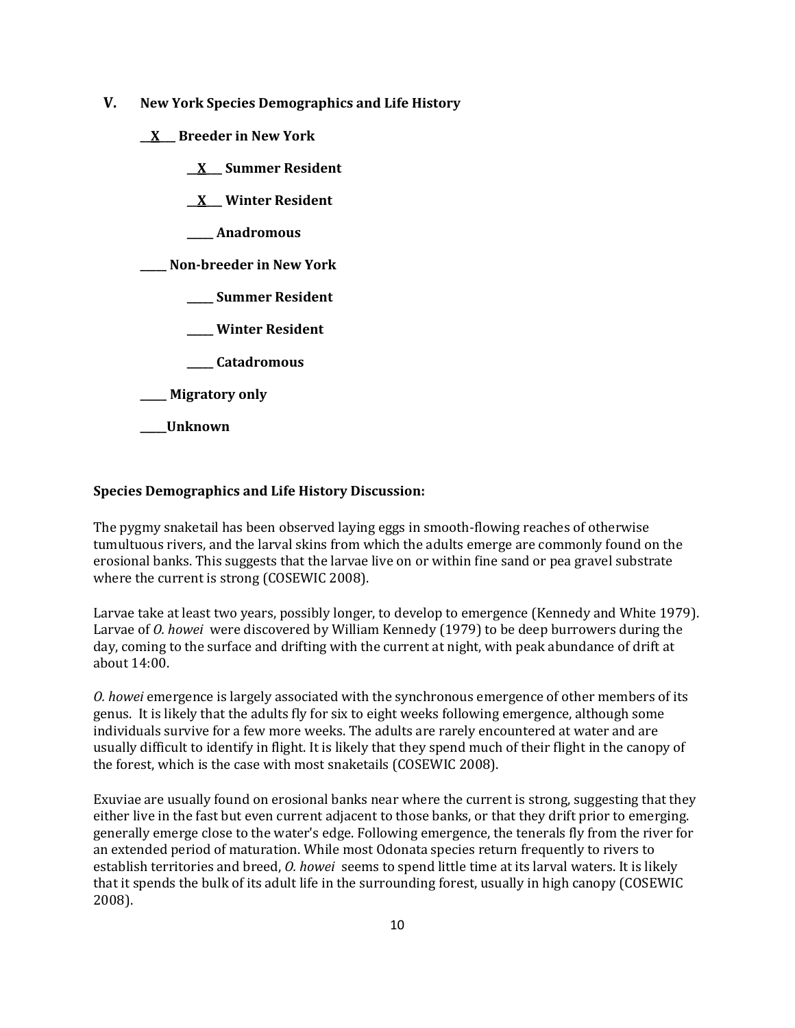## V. New York Species Demographics and Life History

__X__ **Breeder in New York**

- __X__ **Summer Resident**
- __X__ **Winter Resident**
- _____ **Anadromous**

_____ **Non-breeder in New York**

- _____ **Summer Resident**
- _____ **Winter Resident**
- _____ **Catadromous**

_____ **Migratory only**

_____**Unknown**

**Species Demographics and Life History Discussion:**

The pygmy snaketail has been observed laying eggs in smooth-flowing reaches of otherwise tumultuous rivers, and the larval skins from which the adults emerge are commonly found on the erosional banks. This suggests that the larvae live on or within fine sand or pea gravel substrate where the current is strong (COSEWIC 2008).

Larvae take at least two years, possibly longer, to develop to emergence (Kennedy and White 1979). Larvae of *O. howei* were discovered by William Kennedy (1979) to be deep burrowers during the day, coming to the surface and drifting with the current at night, with peak abundance of drift at about 14:00.

*O. howei* emergence is largely associated with the synchronous emergence of other members of its genus. It is likely that the adults fly for six to eight weeks following emergence, although some individuals survive for a few more weeks. The adults are rarely encountered at water and are usually difficult to identify in flight. It is likely that they spend much of their flight in the canopy of the forest, which is the case with most snaketails (COSEWIC 2008).

Exuviae are usually found on erosional banks near where the current is strong, suggesting that they either live in the fast but even current adjacent to those banks, or that they drift prior to emerging. generally emerge close to the water's edge. Following emergence, the tenerals fly from the river for an extended period of maturation. While most Odonata species return frequently to rivers to establish territories and breed, *O. howei* seems to spend little time at its larval waters. It is likely that it spends the bulk of its adult life in the surrounding forest, usually in high canopy (COSEWIC 2008).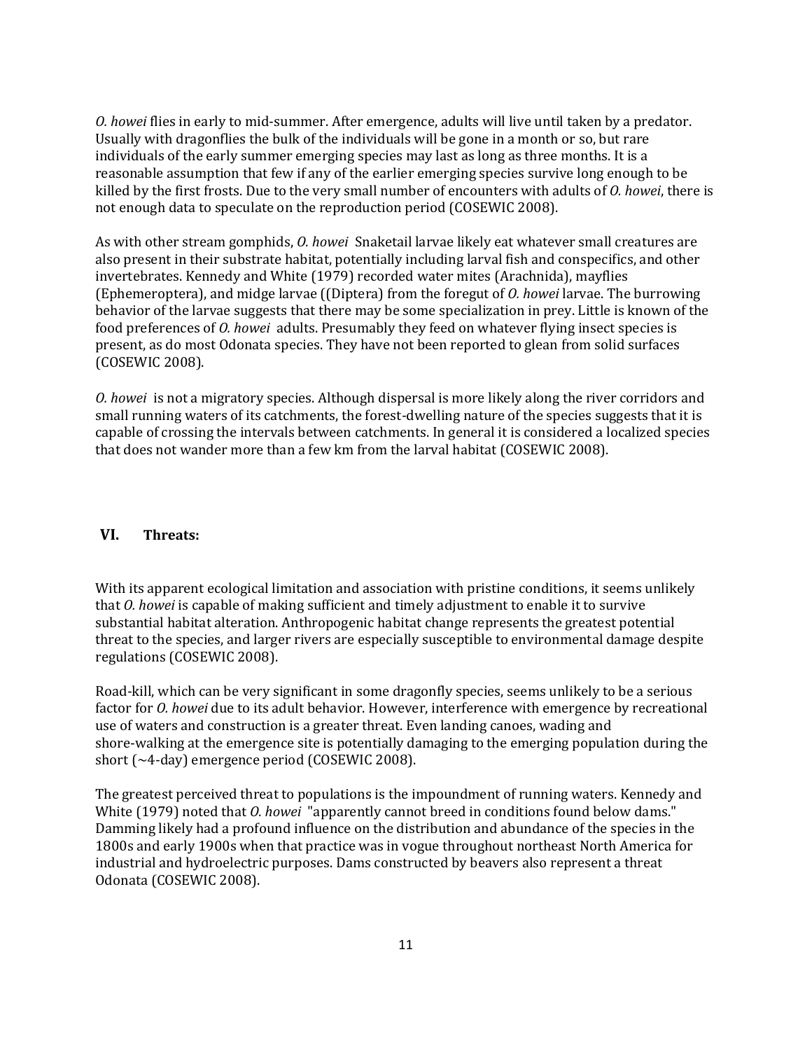*O. howei* flies in early to mid-summer. After emergence, adults will live until taken by a predator. Usually with dragonflies the bulk of the individuals will be gone in a month or so, but rare individuals of the early summer emerging species may last as long as three months. It is a reasonable assumption that few if any of the earlier emerging species survive long enough to be killed by the first frosts. Due to the very small number of encounters with adults of *O. howei*, there is not enough data to speculate on the reproduction period (COSEWIC 2008).

As with other stream gomphids, *O. howei* Snaketail larvae likely eat whatever small creatures are also present in their substrate habitat, potentially including larval fish and conspecifics, and other invertebrates. Kennedy and White (1979) recorded water mites (Arachnida), mayflies (Ephemeroptera), and midge larvae ((Diptera) from the foregut of *O. howei* larvae. The burrowing behavior of the larvae suggests that there may be some specialization in prey. Little is known of the food preferences of *O. howei* adults. Presumably they feed on whatever flying insect species is present, as do most Odonata species. They have not been reported to glean from solid surfaces (COSEWIC 2008).

*O. howei* is not a migratory species. Although dispersal is more likely along the river corridors and small running waters of its catchments, the forest-dwelling nature of the species suggests that it is capable of crossing the intervals between catchments. In general it is considered a localized species that does not wander more than a few km from the larval habitat (COSEWIC 2008).

## VI. Threats:

With its apparent ecological limitation and association with pristine conditions, it seems unlikely that *O. howei* is capable of making sufficient and timely adjustment to enable it to survive substantial habitat alteration. Anthropogenic habitat change represents the greatest potential threat to the species, and larger rivers are especially susceptible to environmental damage despite regulations (COSEWIC 2008).

Road-kill, which can be very significant in some dragonfly species, seems unlikely to be a serious factor for *O. howei* due to its adult behavior. However, interference with emergence by recreational use of waters and construction is a greater threat. Even landing canoes, wading and shore-walking at the emergence site is potentially damaging to the emerging population during the short (~4-day) emergence period (COSEWIC 2008).

The greatest perceived threat to populations is the impoundment of running waters. Kennedy and White (1979) noted that *O. howei* "apparently cannot breed in conditions found below dams." Damming likely had a profound influence on the distribution and abundance of the species in the 1800s and early 1900s when that practice was in vogue throughout northeast North America for industrial and hydroelectric purposes. Dams constructed by beavers also represent a threat Odonata (COSEWIC 2008).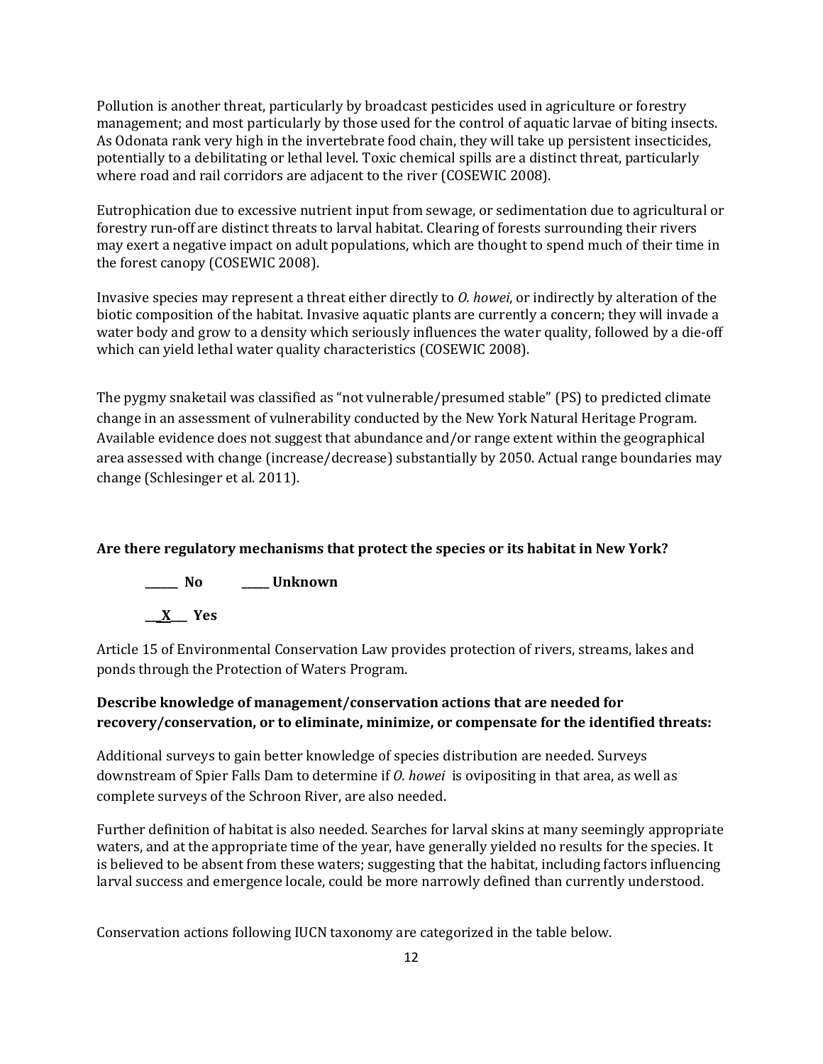Pollution is another threat, particularly by broadcast pesticides used in agriculture or forestry management; and most particularly by those used for the control of aquatic larvae of biting insects. As Odonata rank very high in the invertebrate food chain, they will take up persistent insecticides, potentially to a debilitating or lethal level. Toxic chemical spills are a distinct threat, particularly where road and rail corridors are adjacent to the river (COSEWIC 2008).

Eutrophication due to excessive nutrient input from sewage, or sedimentation due to agricultural or forestry run-off are distinct threats to larval habitat. Clearing of forests surrounding their rivers may exert a negative impact on adult populations, which are thought to spend much of their time in the forest canopy (COSEWIC 2008).

Invasive species may represent a threat either directly to *O. howei*, or indirectly by alteration of the biotic composition of the habitat. Invasive aquatic plants are currently a concern; they will invade a water body and grow to a density which seriously influences the water quality, followed by a die-off which can yield lethal water quality characteristics (COSEWIC 2008).

The pygmy snaketail was classified as "not vulnerable/presumed stable" (PS) to predicted climate change in an assessment of vulnerability conducted by the New York Natural Heritage Program. Available evidence does not suggest that abundance and/or range extent within the geographical area assessed with change (increase/decrease) substantially by 2050. Actual range boundaries may change (Schlesinger et al. 2011).

**Are there regulatory mechanisms that protect the species or its habitat in New York?**

**______ No          _____ Unknown**

**\_\_X\_\_ Yes**

Article 15 of Environmental Conservation Law provides protection of rivers, streams, lakes and ponds through the Protection of Waters Program.

**Describe knowledge of management/conservation actions that are needed for recovery/conservation, or to eliminate, minimize, or compensate for the identified threats:**

Additional surveys to gain better knowledge of species distribution are needed. Surveys downstream of Spier Falls Dam to determine if *O. howei* is ovipositing in that area, as well as complete surveys of the Schroon River, are also needed.

Further definition of habitat is also needed. Searches for larval skins at many seemingly appropriate waters, and at the appropriate time of the year, have generally yielded no results for the species. It is believed to be absent from these waters; suggesting that the habitat, including factors influencing larval success and emergence locale, could be more narrowly defined than currently understood.

Conservation actions following IUCN taxonomy are categorized in the table below.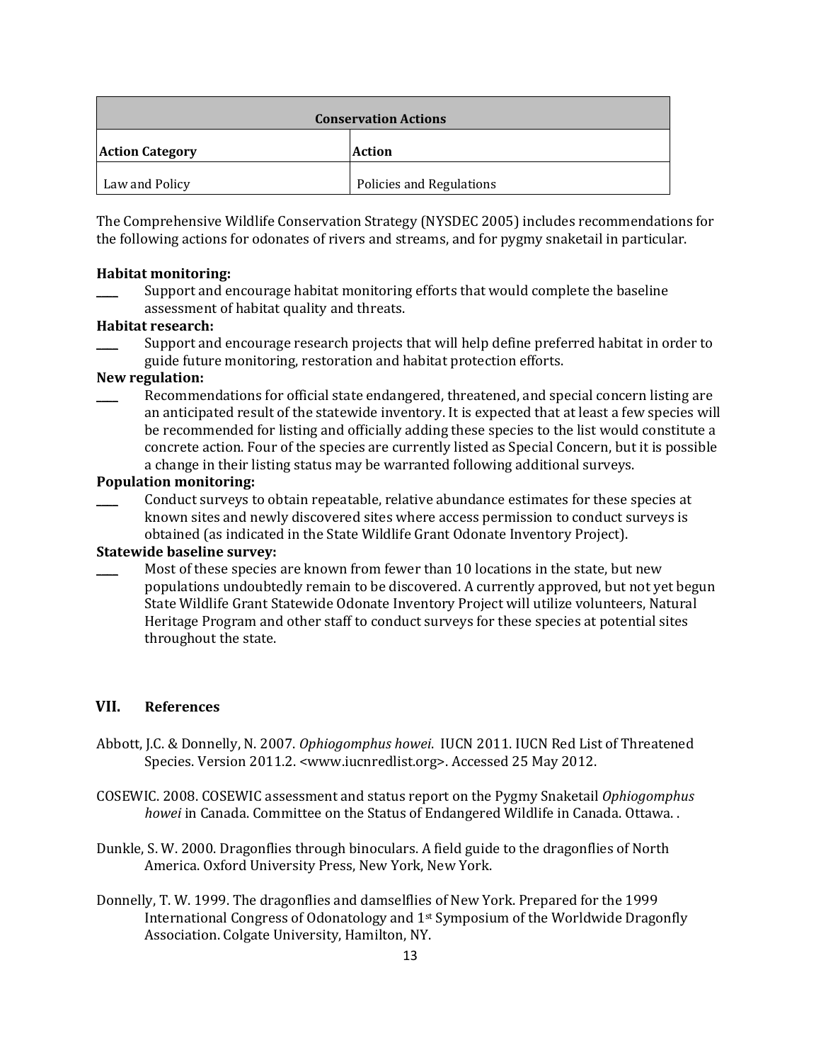| Conservation Actions | |
|---|---|
| **Action Category** | **Action** |
| Law and Policy | Policies and Regulations |

The Comprehensive Wildlife Conservation Strategy (NYSDEC 2005) includes recommendations for the following actions for odonates of rivers and streams, and for pygmy snaketail in particular.

**Habitat monitoring:**

____ Support and encourage habitat monitoring efforts that would complete the baseline assessment of habitat quality and threats.

**Habitat research:**

____ Support and encourage research projects that will help define preferred habitat in order to guide future monitoring, restoration and habitat protection efforts.

**New regulation:**

____ Recommendations for official state endangered, threatened, and special concern listing are an anticipated result of the statewide inventory. It is expected that at least a few species will be recommended for listing and officially adding these species to the list would constitute a concrete action. Four of the species are currently listed as Special Concern, but it is possible a change in their listing status may be warranted following additional surveys.

**Population monitoring:**

____ Conduct surveys to obtain repeatable, relative abundance estimates for these species at known sites and newly discovered sites where access permission to conduct surveys is obtained (as indicated in the State Wildlife Grant Odonate Inventory Project).

**Statewide baseline survey:**

____ Most of these species are known from fewer than 10 locations in the state, but new populations undoubtedly remain to be discovered. A currently approved, but not yet begun State Wildlife Grant Statewide Odonate Inventory Project will utilize volunteers, Natural Heritage Program and other staff to conduct surveys for these species at potential sites throughout the state.

## VII. References

Abbott, J.C. & Donnelly, N. 2007. *Ophiogomphus howei*. IUCN 2011. IUCN Red List of Threatened Species. Version 2011.2. <www.iucnredlist.org>. Accessed 25 May 2012.

COSEWIC. 2008. COSEWIC assessment and status report on the Pygmy Snaketail *Ophiogomphus howei* in Canada. Committee on the Status of Endangered Wildlife in Canada. Ottawa. .

Dunkle, S. W. 2000. Dragonflies through binoculars. A field guide to the dragonflies of North America. Oxford University Press, New York, New York.

Donnelly, T. W. 1999. The dragonflies and damselflies of New York. Prepared for the 1999 International Congress of Odonatology and 1st Symposium of the Worldwide Dragonfly Association. Colgate University, Hamilton, NY.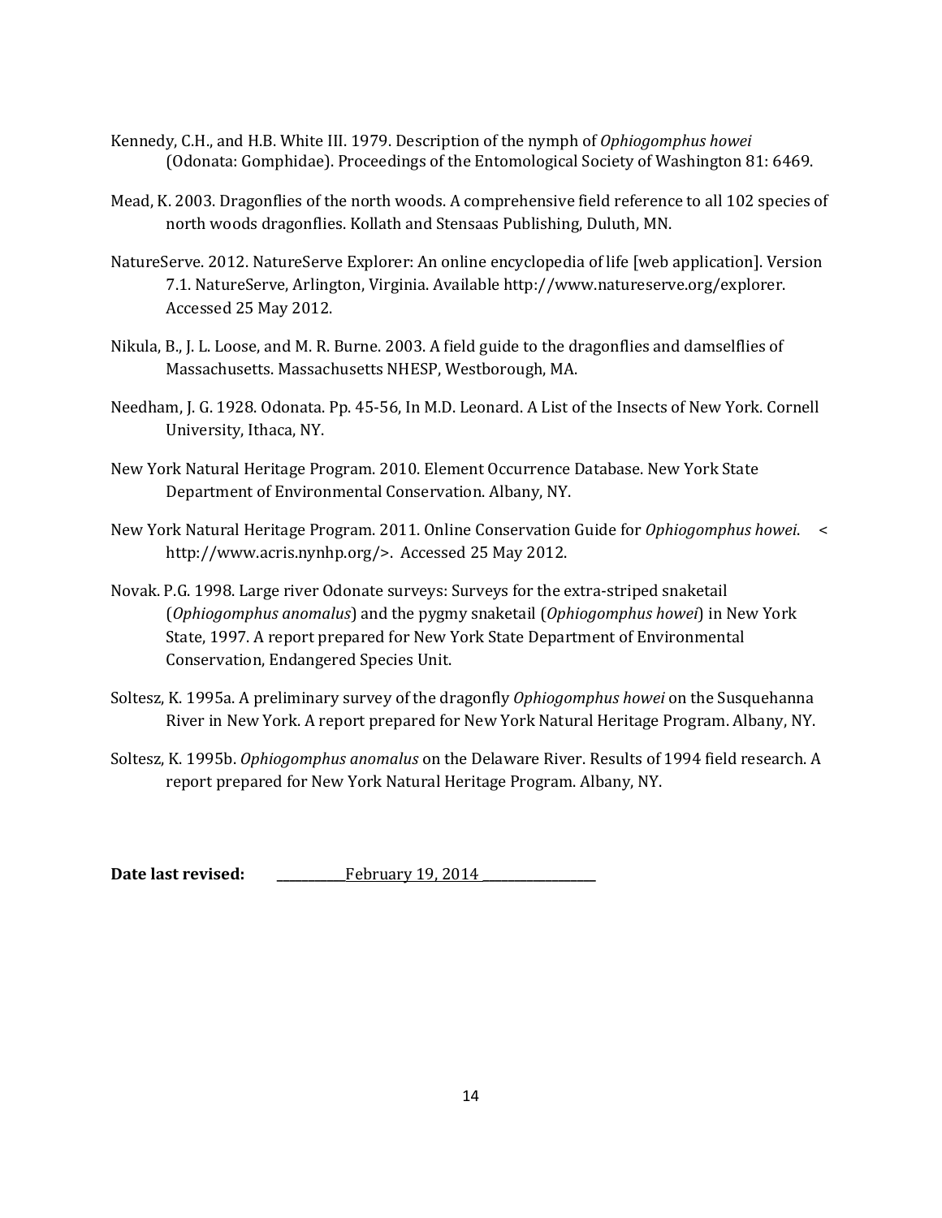Kennedy, C.H., and H.B. White III. 1979. Description of the nymph of *Ophiogomphus howei* (Odonata: Gomphidae). Proceedings of the Entomological Society of Washington 81: 6469.

Mead, K. 2003. Dragonflies of the north woods. A comprehensive field reference to all 102 species of north woods dragonflies. Kollath and Stensaas Publishing, Duluth, MN.

NatureServe. 2012. NatureServe Explorer: An online encyclopedia of life [web application]. Version 7.1. NatureServe, Arlington, Virginia. Available http://www.natureserve.org/explorer. Accessed 25 May 2012.

Nikula, B., J. L. Loose, and M. R. Burne. 2003. A field guide to the dragonflies and damselflies of Massachusetts. Massachusetts NHESP, Westborough, MA.

Needham, J. G. 1928. Odonata. Pp. 45-56, In M.D. Leonard. A List of the Insects of New York. Cornell University, Ithaca, NY.

New York Natural Heritage Program. 2010. Element Occurrence Database. New York State Department of Environmental Conservation. Albany, NY.

New York Natural Heritage Program. 2011. Online Conservation Guide for *Ophiogomphus howei*. < http://www.acris.nynhp.org/>. Accessed 25 May 2012.

Novak. P.G. 1998. Large river Odonate surveys: Surveys for the extra-striped snaketail (*Ophiogomphus anomalus*) and the pygmy snaketail (*Ophiogomphus howei*) in New York State, 1997. A report prepared for New York State Department of Environmental Conservation, Endangered Species Unit.

Soltesz, K. 1995a. A preliminary survey of the dragonfly *Ophiogomphus howei* on the Susquehanna River in New York. A report prepared for New York Natural Heritage Program. Albany, NY.

Soltesz, K. 1995b. *Ophiogomphus anomalus* on the Delaware River. Results of 1994 field research. A report prepared for New York Natural Heritage Program. Albany, NY.

**Date last revised:** February 19, 2014